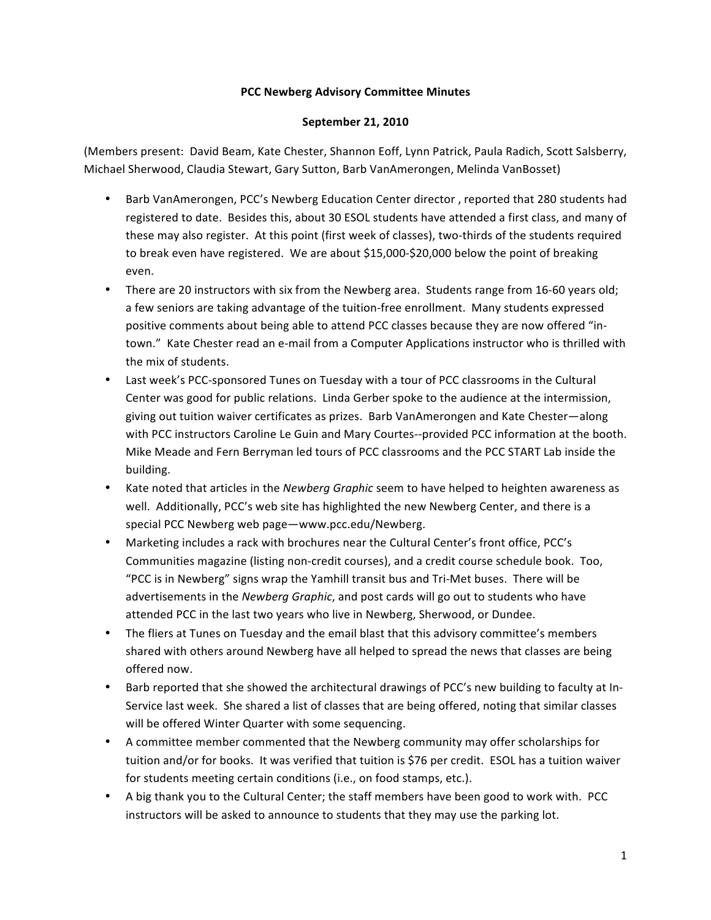**PCC Newberg Advisory Committee Minutes**

**September 21, 2010**

(Members present: David Beam, Kate Chester, Shannon Eoff, Lynn Patrick, Paula Radich, Scott Salsberry, Michael Sherwood, Claudia Stewart, Gary Sutton, Barb VanAmerongen, Melinda VanBosset)

- Barb VanAmerongen, PCC's Newberg Education Center director , reported that 280 students had registered to date. Besides this, about 30 ESOL students have attended a first class, and many of these may also register. At this point (first week of classes), two-thirds of the students required to break even have registered. We are about $15,000-$20,000 below the point of breaking even.
- There are 20 instructors with six from the Newberg area. Students range from 16-60 years old; a few seniors are taking advantage of the tuition-free enrollment. Many students expressed positive comments about being able to attend PCC classes because they are now offered "in-town." Kate Chester read an e-mail from a Computer Applications instructor who is thrilled with the mix of students.
- Last week's PCC-sponsored Tunes on Tuesday with a tour of PCC classrooms in the Cultural Center was good for public relations. Linda Gerber spoke to the audience at the intermission, giving out tuition waiver certificates as prizes. Barb VanAmerongen and Kate Chester—along with PCC instructors Caroline Le Guin and Mary Courtes--provided PCC information at the booth. Mike Meade and Fern Berryman led tours of PCC classrooms and the PCC START Lab inside the building.
- Kate noted that articles in the *Newberg Graphic* seem to have helped to heighten awareness as well. Additionally, PCC's web site has highlighted the new Newberg Center, and there is a special PCC Newberg web page—www.pcc.edu/Newberg.
- Marketing includes a rack with brochures near the Cultural Center's front office, PCC's Communities magazine (listing non-credit courses), and a credit course schedule book. Too, "PCC is in Newberg" signs wrap the Yamhill transit bus and Tri-Met buses. There will be advertisements in the *Newberg Graphic*, and post cards will go out to students who have attended PCC in the last two years who live in Newberg, Sherwood, or Dundee.
- The fliers at Tunes on Tuesday and the email blast that this advisory committee's members shared with others around Newberg have all helped to spread the news that classes are being offered now.
- Barb reported that she showed the architectural drawings of PCC's new building to faculty at In-Service last week. She shared a list of classes that are being offered, noting that similar classes will be offered Winter Quarter with some sequencing.
- A committee member commented that the Newberg community may offer scholarships for tuition and/or for books. It was verified that tuition is $76 per credit. ESOL has a tuition waiver for students meeting certain conditions (i.e., on food stamps, etc.).
- A big thank you to the Cultural Center; the staff members have been good to work with. PCC instructors will be asked to announce to students that they may use the parking lot.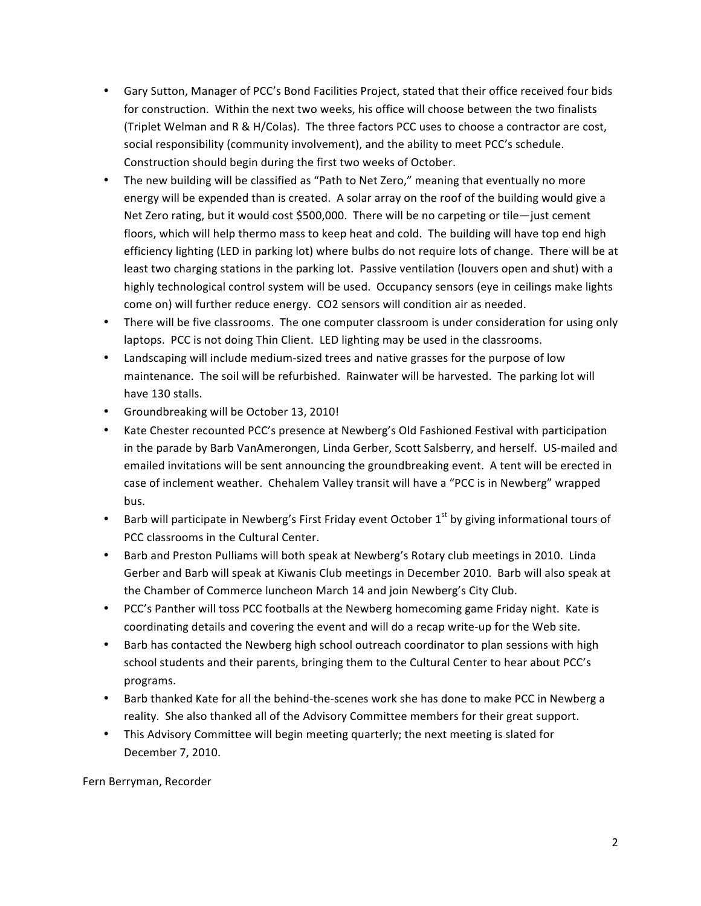- Gary Sutton, Manager of PCC's Bond Facilities Project, stated that their office received four bids for construction. Within the next two weeks, his office will choose between the two finalists (Triplet Welman and R & H/Colas). The three factors PCC uses to choose a contractor are cost, social responsibility (community involvement), and the ability to meet PCC's schedule. Construction should begin during the first two weeks of October.
- The new building will be classified as "Path to Net Zero," meaning that eventually no more energy will be expended than is created. A solar array on the roof of the building would give a Net Zero rating, but it would cost $500,000. There will be no carpeting or tile—just cement floors, which will help thermo mass to keep heat and cold. The building will have top end high efficiency lighting (LED in parking lot) where bulbs do not require lots of change. There will be at least two charging stations in the parking lot. Passive ventilation (louvers open and shut) with a highly technological control system will be used. Occupancy sensors (eye in ceilings make lights come on) will further reduce energy. $CO_2$ sensors will condition air as needed.
- There will be five classrooms. The one computer classroom is under consideration for using only laptops. PCC is not doing Thin Client. LED lighting may be used in the classrooms.
- Landscaping will include medium-sized trees and native grasses for the purpose of low maintenance. The soil will be refurbished. Rainwater will be harvested. The parking lot will have 130 stalls.
- Groundbreaking will be October 13, 2010!
- Kate Chester recounted PCC's presence at Newberg's Old Fashioned Festival with participation in the parade by Barb VanAmerongen, Linda Gerber, Scott Salsberry, and herself. US-mailed and emailed invitations will be sent announcing the groundbreaking event. A tent will be erected in case of inclement weather. Chehalem Valley transit will have a "PCC is in Newberg" wrapped bus.
- Barb will participate in Newberg's First Friday event October 1st by giving informational tours of PCC classrooms in the Cultural Center.
- Barb and Preston Pulliams will both speak at Newberg's Rotary club meetings in 2010. Linda Gerber and Barb will speak at Kiwanis Club meetings in December 2010. Barb will also speak at the Chamber of Commerce luncheon March 14 and join Newberg's City Club.
- PCC's Panther will toss PCC footballs at the Newberg homecoming game Friday night. Kate is coordinating details and covering the event and will do a recap write-up for the Web site.
- Barb has contacted the Newberg high school outreach coordinator to plan sessions with high school students and their parents, bringing them to the Cultural Center to hear about PCC's programs.
- Barb thanked Kate for all the behind-the-scenes work she has done to make PCC in Newberg a reality. She also thanked all of the Advisory Committee members for their great support.
- This Advisory Committee will begin meeting quarterly; the next meeting is slated for December 7, 2010.

Fern Berryman, Recorder